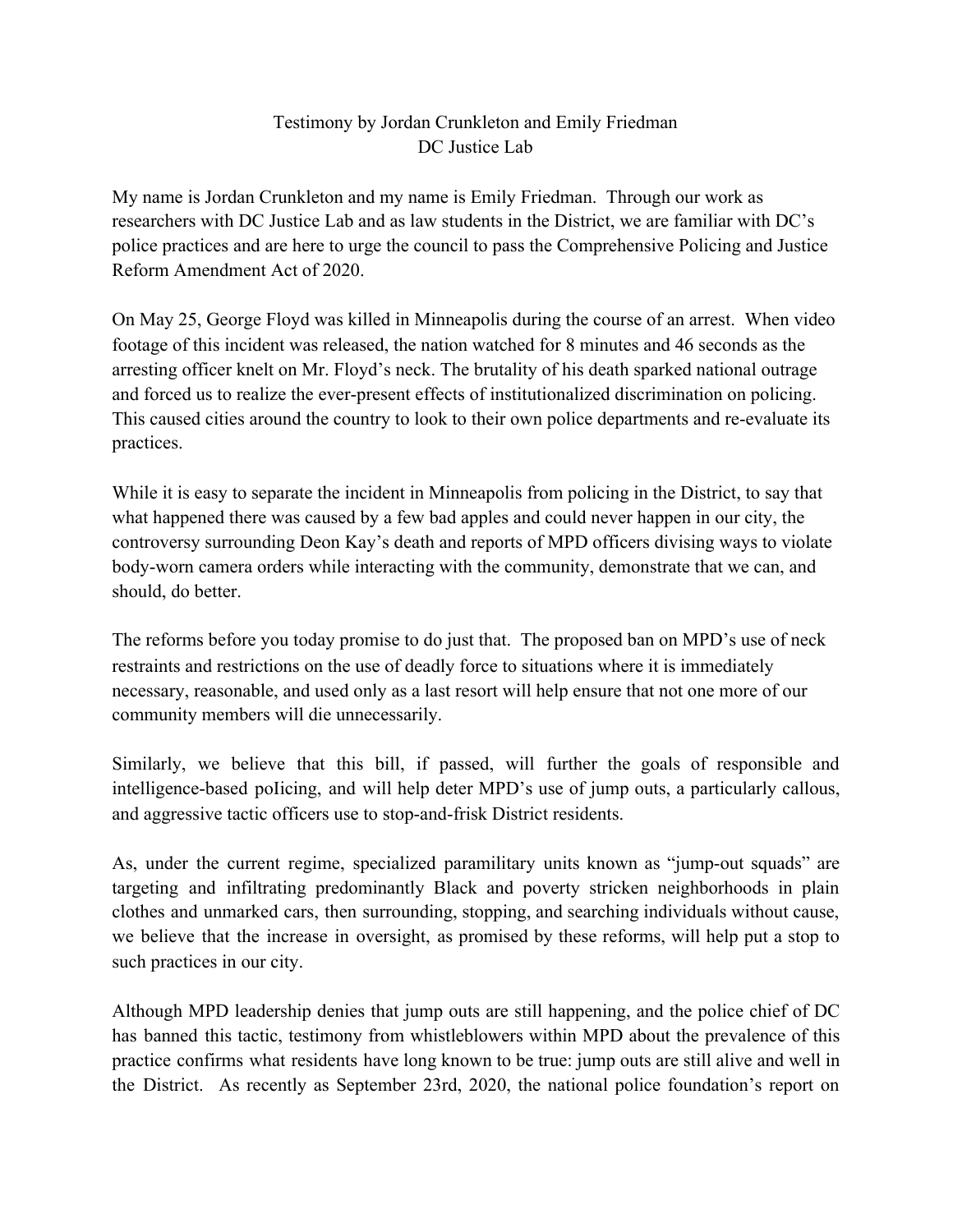Testimony by Jordan Crunkleton and Emily Friedman
DC Justice Lab

My name is Jordan Crunkleton and my name is Emily Friedman. Through our work as researchers with DC Justice Lab and as law students in the District, we are familiar with DC's police practices and are here to urge the council to pass the Comprehensive Policing and Justice Reform Amendment Act of 2020.

On May 25, George Floyd was killed in Minneapolis during the course of an arrest. When video footage of this incident was released, the nation watched for 8 minutes and 46 seconds as the arresting officer knelt on Mr. Floyd's neck. The brutality of his death sparked national outrage and forced us to realize the ever-present effects of institutionalized discrimination on policing. This caused cities around the country to look to their own police departments and re-evaluate its practices.

While it is easy to separate the incident in Minneapolis from policing in the District, to say that what happened there was caused by a few bad apples and could never happen in our city, the controversy surrounding Deon Kay's death and reports of MPD officers divising ways to violate body-worn camera orders while interacting with the community, demonstrate that we can, and should, do better.

The reforms before you today promise to do just that. The proposed ban on MPD's use of neck restraints and restrictions on the use of deadly force to situations where it is immediately necessary, reasonable, and used only as a last resort will help ensure that not one more of our community members will die unnecessarily.

Similarly, we believe that this bill, if passed, will further the goals of responsible and intelligence-based poIicing, and will help deter MPD's use of jump outs, a particularly callous, and aggressive tactic officers use to stop-and-frisk District residents.

As, under the current regime, specialized paramilitary units known as "jump-out squads" are targeting and infiltrating predominantly Black and poverty stricken neighborhoods in plain clothes and unmarked cars, then surrounding, stopping, and searching individuals without cause, we believe that the increase in oversight, as promised by these reforms, will help put a stop to such practices in our city.

Although MPD leadership denies that jump outs are still happening, and the police chief of DC has banned this tactic, testimony from whistleblowers within MPD about the prevalence of this practice confirms what residents have long known to be true: jump outs are still alive and well in the District. As recently as September 23rd, 2020, the national police foundation's report on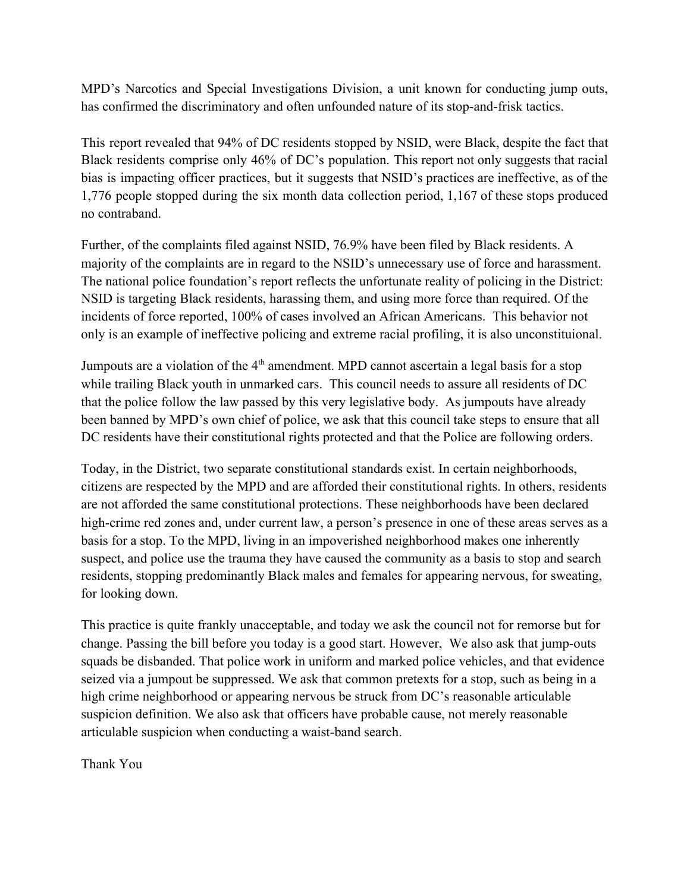MPD's Narcotics and Special Investigations Division, a unit known for conducting jump outs, has confirmed the discriminatory and often unfounded nature of its stop-and-frisk tactics.

This report revealed that 94% of DC residents stopped by NSID, were Black, despite the fact that Black residents comprise only 46% of DC's population. This report not only suggests that racial bias is impacting officer practices, but it suggests that NSID's practices are ineffective, as of the 1,776 people stopped during the six month data collection period, 1,167 of these stops produced no contraband.

Further, of the complaints filed against NSID, 76.9% have been filed by Black residents. A majority of the complaints are in regard to the NSID's unnecessary use of force and harassment. The national police foundation's report reflects the unfortunate reality of policing in the District: NSID is targeting Black residents, harassing them, and using more force than required. Of the incidents of force reported, 100% of cases involved an African Americans. This behavior not only is an example of ineffective policing and extreme racial profiling, it is also unconstituional.

Jumpouts are a violation of the 4th amendment. MPD cannot ascertain a legal basis for a stop while trailing Black youth in unmarked cars. This council needs to assure all residents of DC that the police follow the law passed by this very legislative body. As jumpouts have already been banned by MPD's own chief of police, we ask that this council take steps to ensure that all DC residents have their constitutional rights protected and that the Police are following orders.

Today, in the District, two separate constitutional standards exist. In certain neighborhoods, citizens are respected by the MPD and are afforded their constitutional rights. In others, residents are not afforded the same constitutional protections. These neighborhoods have been declared high-crime red zones and, under current law, a person's presence in one of these areas serves as a basis for a stop. To the MPD, living in an impoverished neighborhood makes one inherently suspect, and police use the trauma they have caused the community as a basis to stop and search residents, stopping predominantly Black males and females for appearing nervous, for sweating, for looking down.

This practice is quite frankly unacceptable, and today we ask the council not for remorse but for change. Passing the bill before you today is a good start. However, We also ask that jump-outs squads be disbanded. That police work in uniform and marked police vehicles, and that evidence seized via a jumpout be suppressed. We ask that common pretexts for a stop, such as being in a high crime neighborhood or appearing nervous be struck from DC's reasonable articulable suspicion definition. We also ask that officers have probable cause, not merely reasonable articulable suspicion when conducting a waist-band search.

Thank You